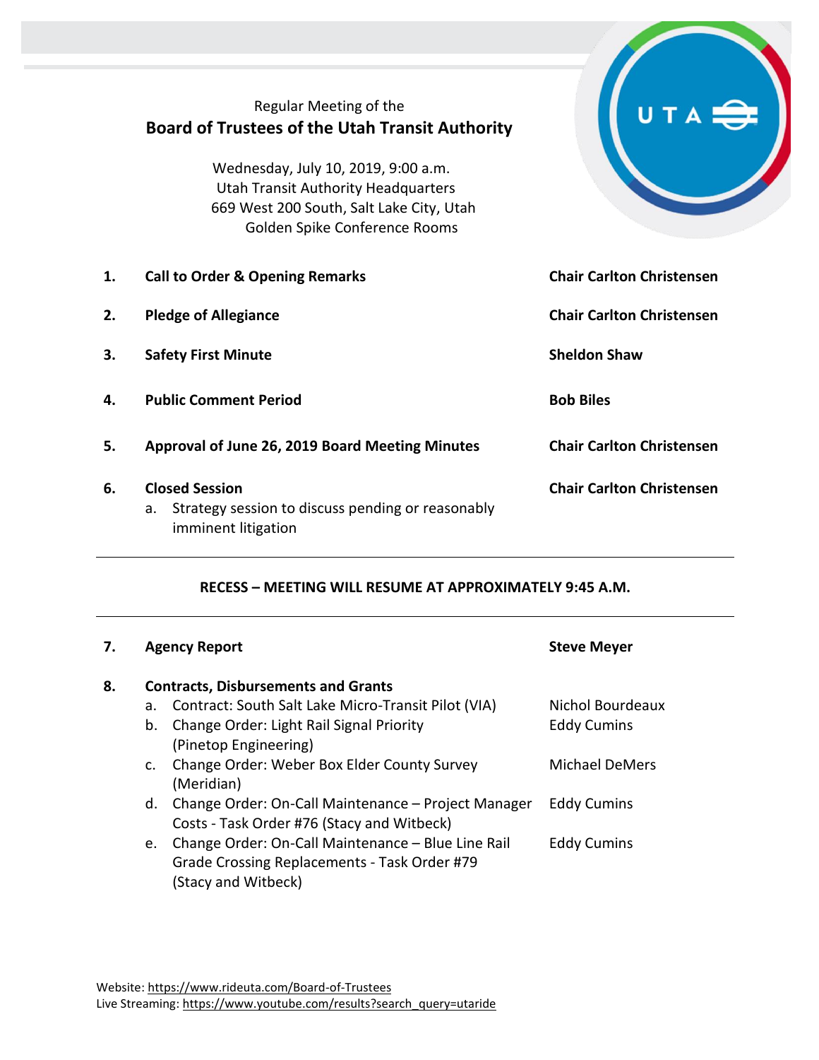Regular Meeting of the

# Board of Trustees of the Utah Transit Authority

Wednesday, July 10, 2019, 9:00 a.m.
Utah Transit Authority Headquarters
669 West 200 South, Salt Lake City, Utah
Golden Spike Conference Rooms

| | Item | Presenter |
|---|---|---|
| **1.** | **Call to Order & Opening Remarks** | **Chair Carlton Christensen** |
| **2.** | **Pledge of Allegiance** | **Chair Carlton Christensen** |
| **3.** | **Safety First Minute** | **Sheldon Shaw** |
| **4.** | **Public Comment Period** | **Bob Biles** |
| **5.** | **Approval of June 26, 2019 Board Meeting Minutes** | **Chair Carlton Christensen** |
| **6.** | **Closed Session**<br>a. Strategy session to discuss pending or reasonably imminent litigation | **Chair Carlton Christensen** |

---

**RECESS – MEETING WILL RESUME AT APPROXIMATELY 9:45 A.M.**

---

| | Item | Presenter |
|---|---|---|
| **7.** | **Agency Report** | **Steve Meyer** |
| **8.** | **Contracts, Disbursements and Grants** | |
| | a. Contract: South Salt Lake Micro-Transit Pilot (VIA) | Nichol Bourdeaux |
| | b. Change Order: Light Rail Signal Priority (Pinetop Engineering) | Eddy Cumins |
| | c. Change Order: Weber Box Elder County Survey (Meridian) | Michael DeMers |
| | d. Change Order: On-Call Maintenance – Project Manager Costs - Task Order #76 (Stacy and Witbeck) | Eddy Cumins |
| | e. Change Order: On-Call Maintenance – Blue Line Rail Grade Crossing Replacements - Task Order #79 (Stacy and Witbeck) | Eddy Cumins |

Website: https://www.rideuta.com/Board-of-Trustees
Live Streaming: https://www.youtube.com/results?search_query=utaride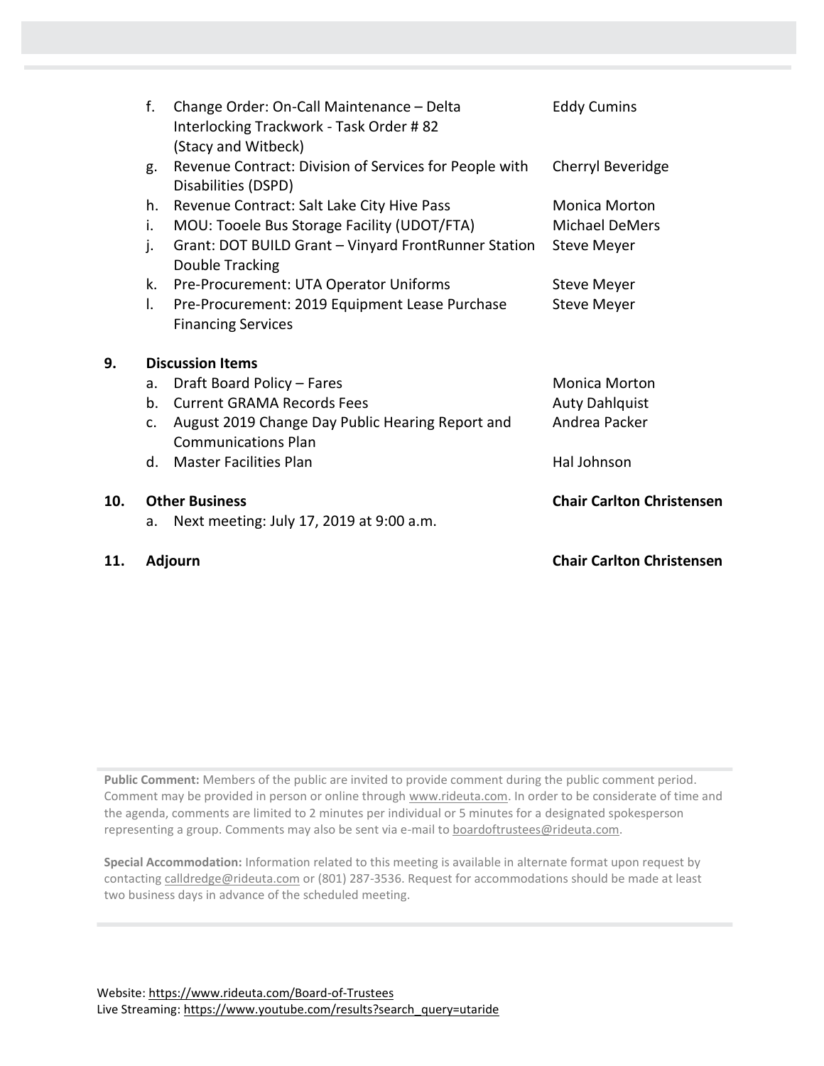- f. Change Order: On-Call Maintenance – Delta Interlocking Trackwork - Task Order # 82 (Stacy and Witbeck) — Eddy Cumins
- g. Revenue Contract: Division of Services for People with Disabilities (DSPD) — Cherryl Beveridge
- h. Revenue Contract: Salt Lake City Hive Pass — Monica Morton
- i. MOU: Tooele Bus Storage Facility (UDOT/FTA) — Michael DeMers
- j. Grant: DOT BUILD Grant – Vinyard FrontRunner Station Double Tracking — Steve Meyer
- k. Pre-Procurement: UTA Operator Uniforms — Steve Meyer
- l. Pre-Procurement: 2019 Equipment Lease Purchase Financing Services — Steve Meyer

**9. Discussion Items**

- a. Draft Board Policy – Fares — Monica Morton
- b. Current GRAMA Records Fees — Auty Dahlquist
- c. August 2019 Change Day Public Hearing Report and Communications Plan — Andrea Packer
- d. Master Facilities Plan — Hal Johnson

**10. Other Business** — **Chair Carlton Christensen**

- a. Next meeting: July 17, 2019 at 9:00 a.m.

**11. Adjourn** — **Chair Carlton Christensen**

**Public Comment:** Members of the public are invited to provide comment during the public comment period. Comment may be provided in person or online through www.rideuta.com. In order to be considerate of time and the agenda, comments are limited to 2 minutes per individual or 5 minutes for a designated spokesperson representing a group. Comments may also be sent via e-mail to boardoftrustees@rideuta.com.

**Special Accommodation:** Information related to this meeting is available in alternate format upon request by contacting calldredge@rideuta.com or (801) 287-3536. Request for accommodations should be made at least two business days in advance of the scheduled meeting.

Website: https://www.rideuta.com/Board-of-Trustees
Live Streaming: https://www.youtube.com/results?search_query=utaride